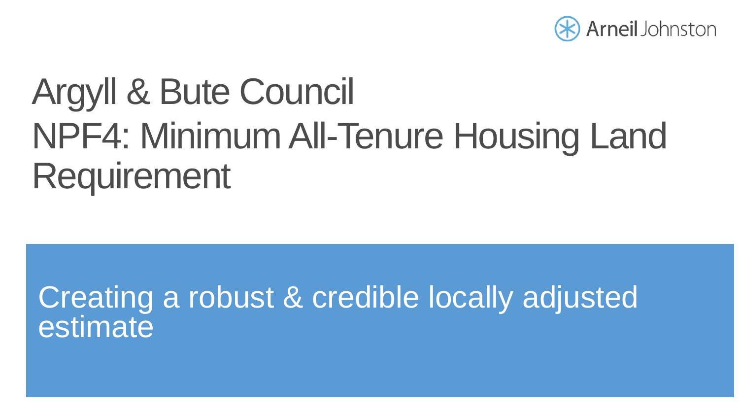Arneil Johnston

# Argyll & Bute Council
# NPF4: Minimum All-Tenure Housing Land Requirement

Creating a robust & credible locally adjusted estimate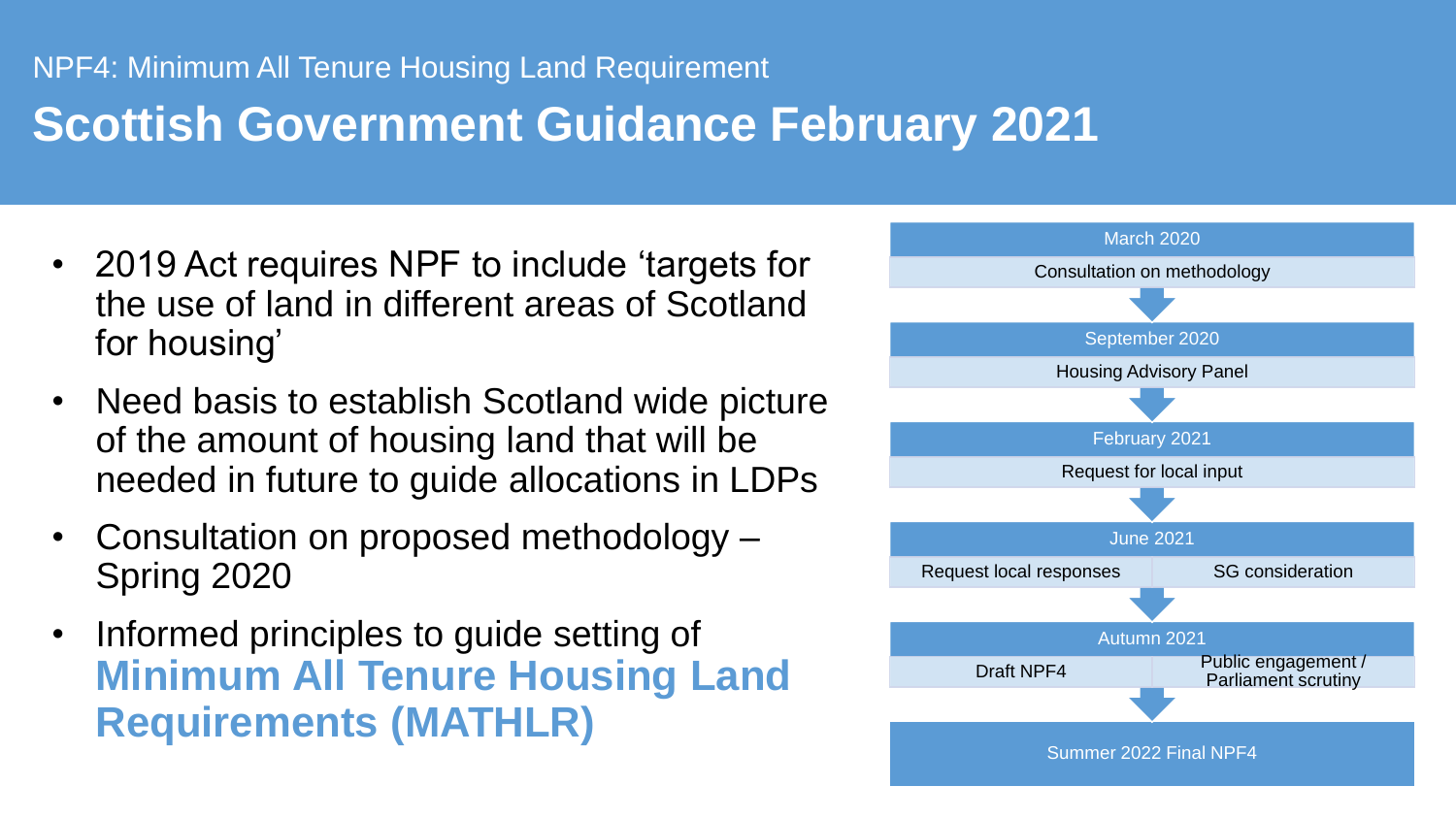NPF4: Minimum All Tenure Housing Land Requirement

# Scottish Government Guidance February 2021

- 2019 Act requires NPF to include 'targets for the use of land in different areas of Scotland for housing'
- Need basis to establish Scotland wide picture of the amount of housing land that will be needed in future to guide allocations in LDPs
- Consultation on proposed methodology – Spring 2020
- Informed principles to guide setting of **Minimum All Tenure Housing Land Requirements (MATHLR)**

**March 2020**
Consultation on methodology

↓

**September 2020**
Housing Advisory Panel

↓

**February 2021**
Request for local input

↓

**June 2021**
Request local responses | SG consideration

↓

**Autumn 2021**
Draft NPF4 | Public engagement / Parliament scrutiny

↓

**Summer 2022 Final NPF4**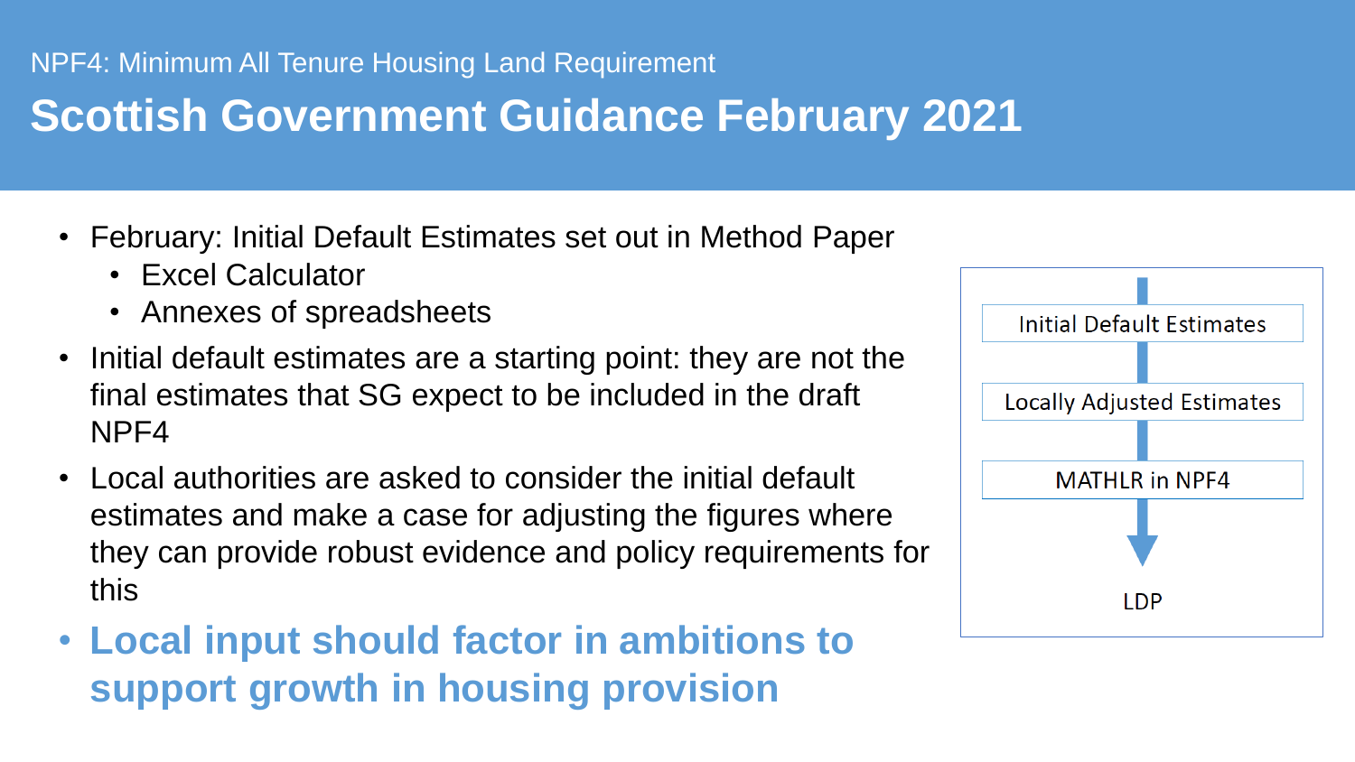NPF4: Minimum All Tenure Housing Land Requirement

# Scottish Government Guidance February 2021

- February: Initial Default Estimates set out in Method Paper
  - Excel Calculator
  - Annexes of spreadsheets
- Initial default estimates are a starting point: they are not the final estimates that SG expect to be included in the draft NPF4
- Local authorities are asked to consider the initial default estimates and make a case for adjusting the figures where they can provide robust evidence and policy requirements for this
- **Local input should factor in ambitions to support growth in housing provision**

Initial Default Estimates

Locally Adjusted Estimates

MATHLR in NPF4

LDP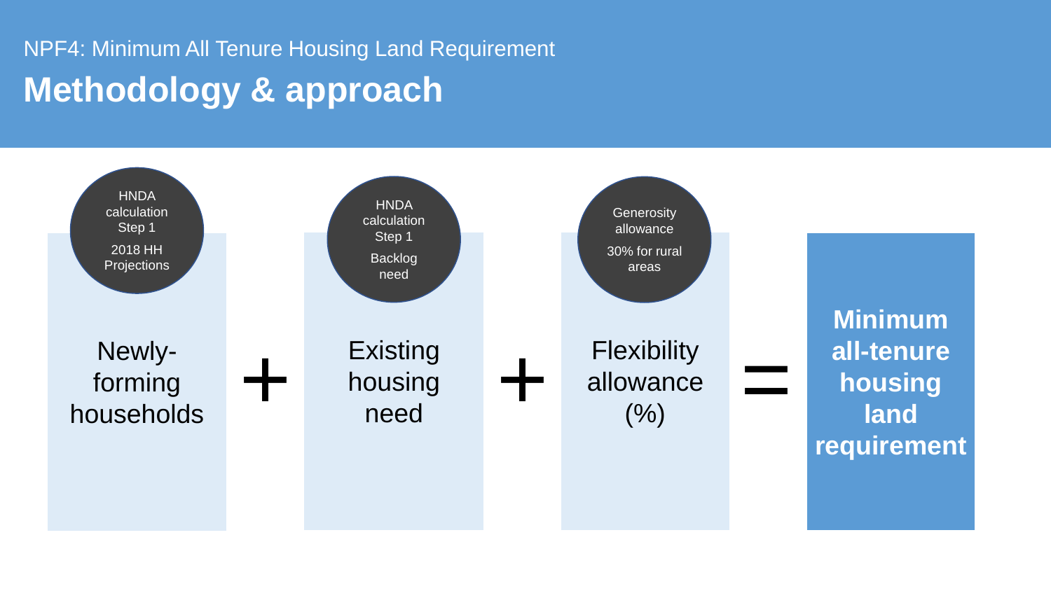NPF4: Minimum All Tenure Housing Land Requirement

# Methodology & approach

HNDA calculation Step 1

2018 HH Projections

**Newly-forming households**

+

HNDA calculation Step 1

Backlog need

**Existing housing need**

+

Generosity allowance

30% for rural areas

**Flexibility allowance (%)**

=

**Minimum all-tenure housing land requirement**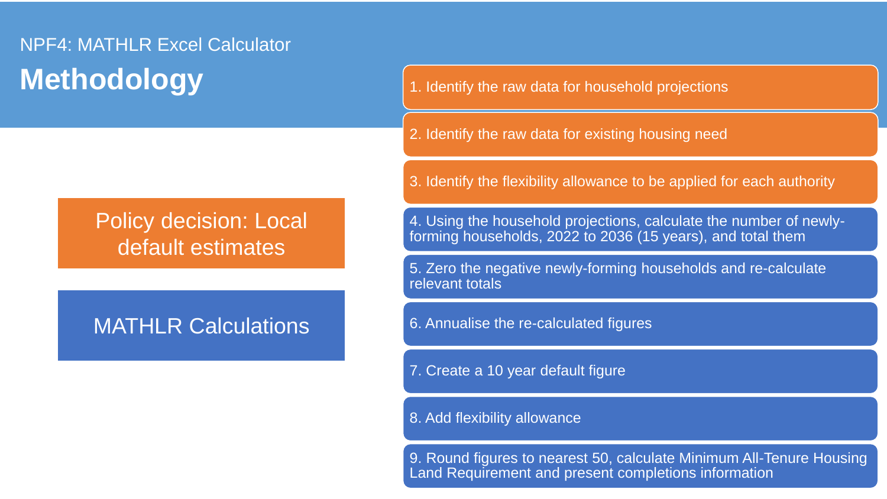NPF4: MATHLR Excel Calculator

# Methodology

**Policy decision: Local default estimates**

1. Identify the raw data for household projections
2. Identify the raw data for existing housing need
3. Identify the flexibility allowance to be applied for each authority

**MATHLR Calculations**

4. Using the household projections, calculate the number of newly-forming households, 2022 to 2036 (15 years), and total them
5. Zero the negative newly-forming households and re-calculate relevant totals
6. Annualise the re-calculated figures
7. Create a 10 year default figure
8. Add flexibility allowance
9. Round figures to nearest 50, calculate Minimum All-Tenure Housing Land Requirement and present completions information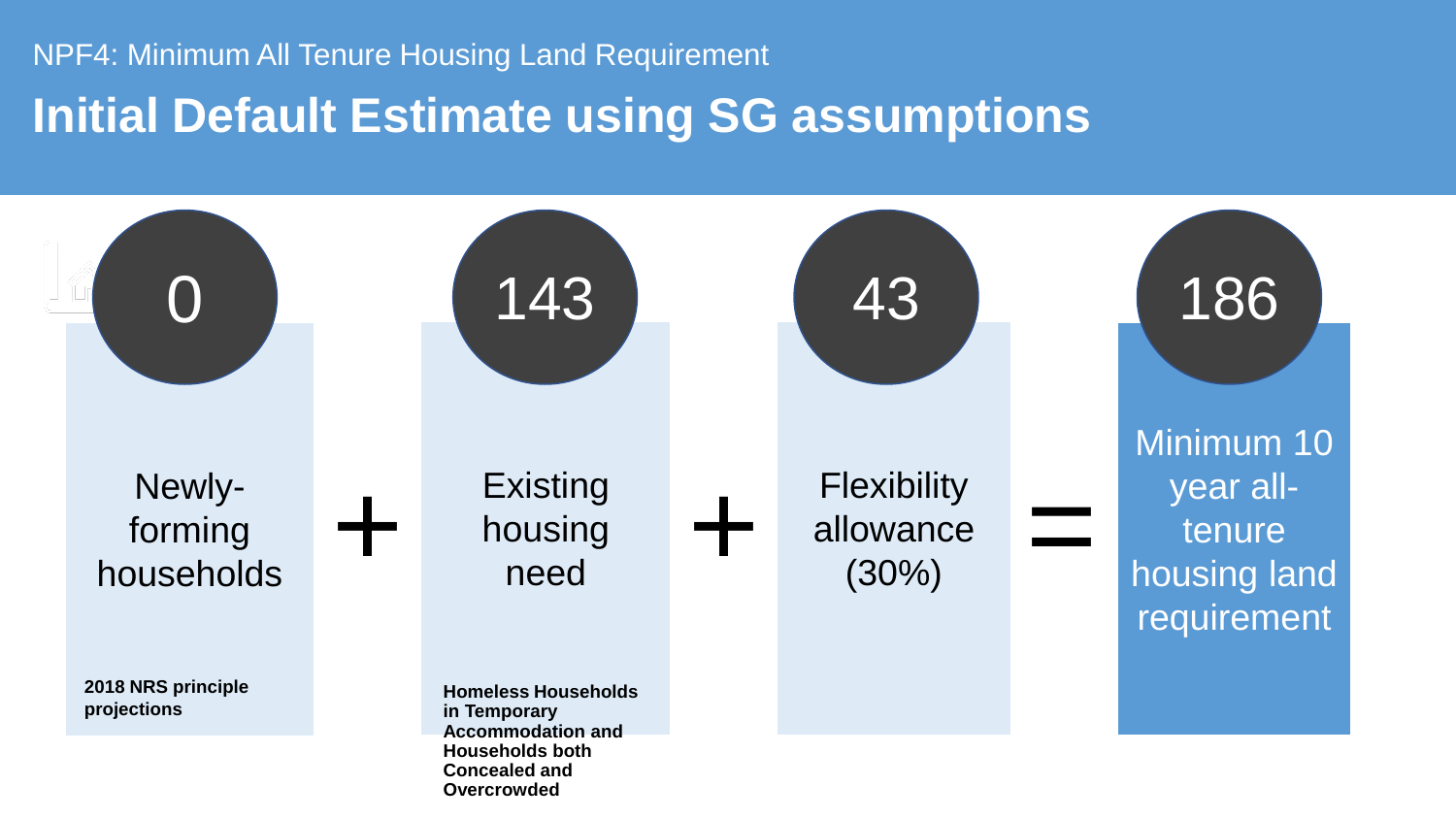NPF4: Minimum All Tenure Housing Land Requirement

# Initial Default Estimate using SG assumptions

| Newly-forming households | + | Existing housing need | + | Flexibility allowance (30%) | = | Minimum 10 year all-tenure housing land requirement |
|---|---|---|---|---|---|---|
| 0 | + | 143 | + | 43 | = | 186 |
| **2018 NRS principle projections** | | **Homeless Households in Temporary Accommodation and Households both Concealed and Overcrowded** | | | | |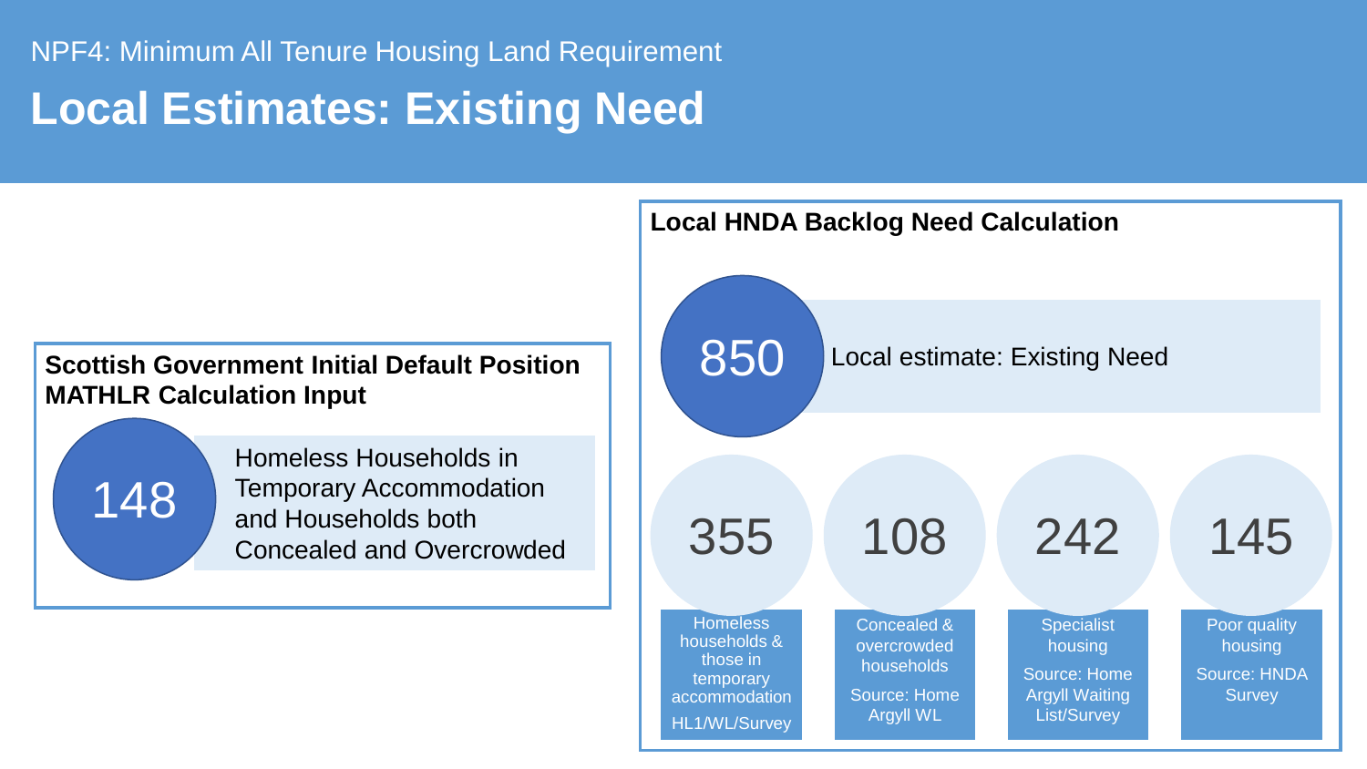NPF4: Minimum All Tenure Housing Land Requirement

# Local Estimates: Existing Need

## Scottish Government Initial Default Position MATHLR Calculation Input

**148** — Homeless Households in Temporary Accommodation and Households both Concealed and Overcrowded

## Local HNDA Backlog Need Calculation

**850** — Local estimate: Existing Need

| 355 | 108 | 242 | 145 |
|---|---|---|---|
| Homeless households & those in temporary accommodation | Concealed & overcrowded households | Specialist housing | Poor quality housing |
| HL1/WL/Survey | Source: Home Argyll WL | Source: Home Argyll Waiting List/Survey | Source: HNDA Survey |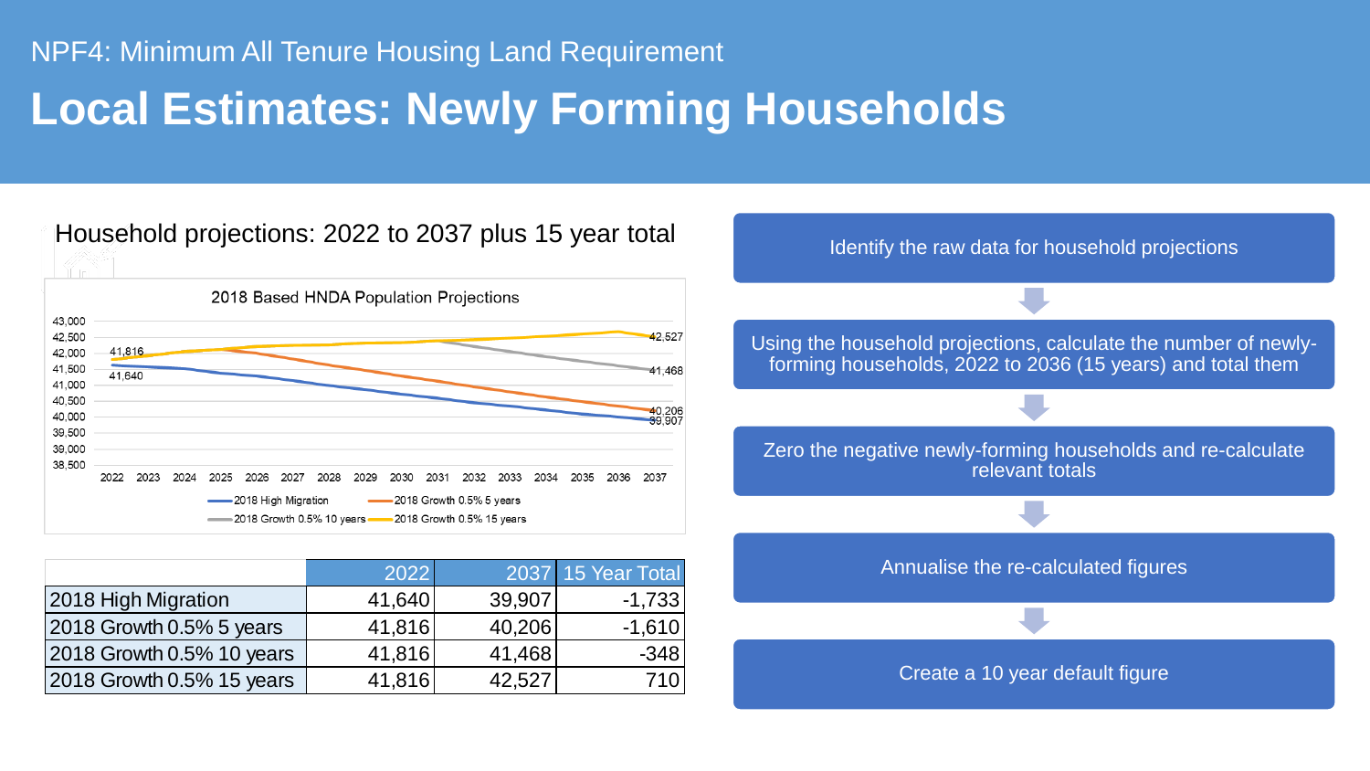NPF4: Minimum All Tenure Housing Land Requirement

# Local Estimates: Newly Forming Households

## Household projections: 2022 to 2037 plus 15 year total

2018 Based HNDA Population Projections

| | 2022 | 2037 | 15 Year Total |
|---|---|---|---|
| 2018 High Migration | 41,640 | 39,907 | -1,733 |
| 2018 Growth 0.5% 5 years | 41,816 | 40,206 | -1,610 |
| 2018 Growth 0.5% 10 years | 41,816 | 41,468 | -348 |
| 2018 Growth 0.5% 15 years | 41,816 | 42,527 | 710 |

1. Identify the raw data for household projections
2. Using the household projections, calculate the number of newly-forming households, 2022 to 2036 (15 years) and total them
3. Zero the negative newly-forming households and re-calculate relevant totals
4. Annualise the re-calculated figures
5. Create a 10 year default figure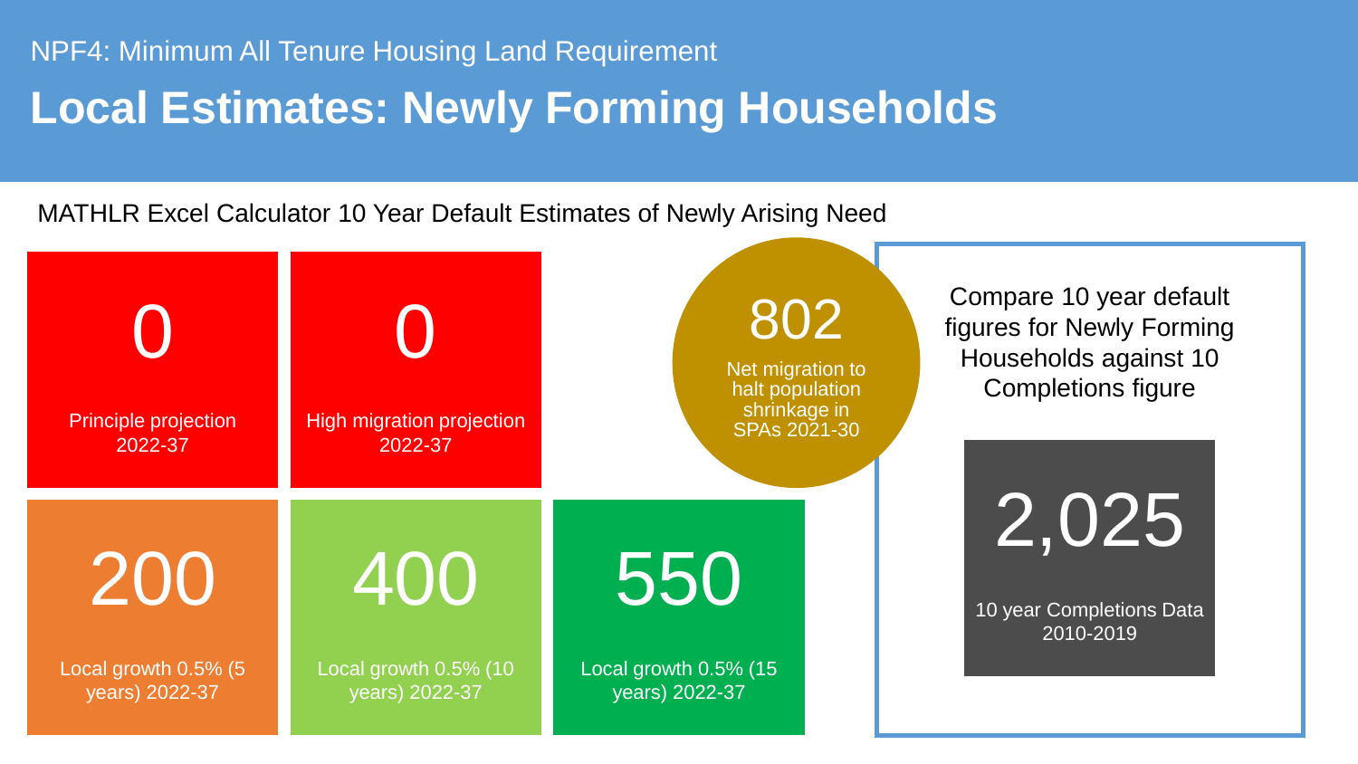NPF4: Minimum All Tenure Housing Land Requirement

# Local Estimates: Newly Forming Households

MATHLR Excel Calculator 10 Year Default Estimates of Newly Arising Need

**0**
Principle projection 2022-37

**0**
High migration projection 2022-37

**802**
Net migration to halt population shrinkage in SPAs 2021-30

**200**
Local growth 0.5% (5 years) 2022-37

**400**
Local growth 0.5% (10 years) 2022-37

**550**
Local growth 0.5% (15 years) 2022-37

Compare 10 year default figures for Newly Forming Households against 10 Completions figure

**2,025**
10 year Completions Data 2010-2019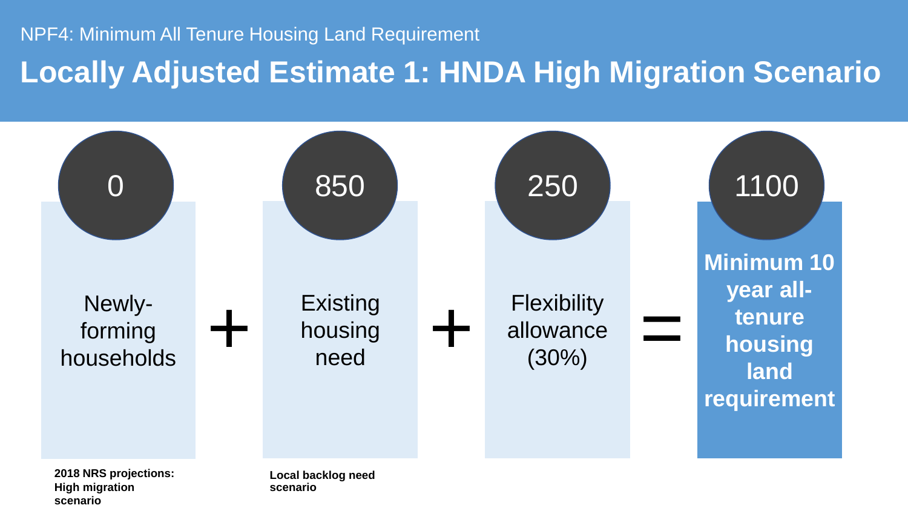NPF4: Minimum All Tenure Housing Land Requirement

# Locally Adjusted Estimate 1: HNDA High Migration Scenario

| Newly-forming households | + | Existing housing need | + | Flexibility allowance (30%) | = | Minimum 10 year all-tenure housing land requirement |
|---|---|---|---|---|---|---|
| 0 | + | 850 | + | 250 | = | 1100 |
| **2018 NRS projections: High migration scenario** | | **Local backlog need scenario** | | | | |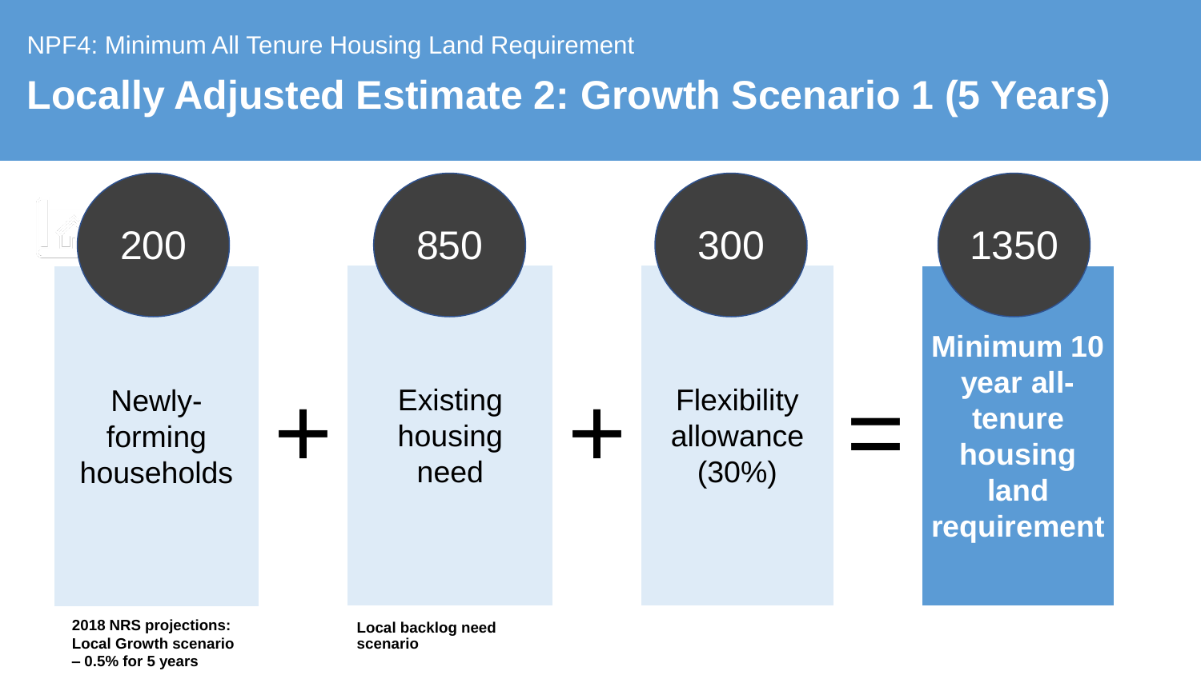NPF4: Minimum All Tenure Housing Land Requirement

# Locally Adjusted Estimate 2: Growth Scenario 1 (5 Years)

| 200 | | 850 | | 300 | | 1350 |
|---|---|---|---|---|---|---|
| Newly-forming households | + | Existing housing need | + | Flexibility allowance (30%) | = | **Minimum 10 year all-tenure housing land requirement** |
| **2018 NRS projections: Local Growth scenario – 0.5% for 5 years** | | **Local backlog need scenario** | | | | |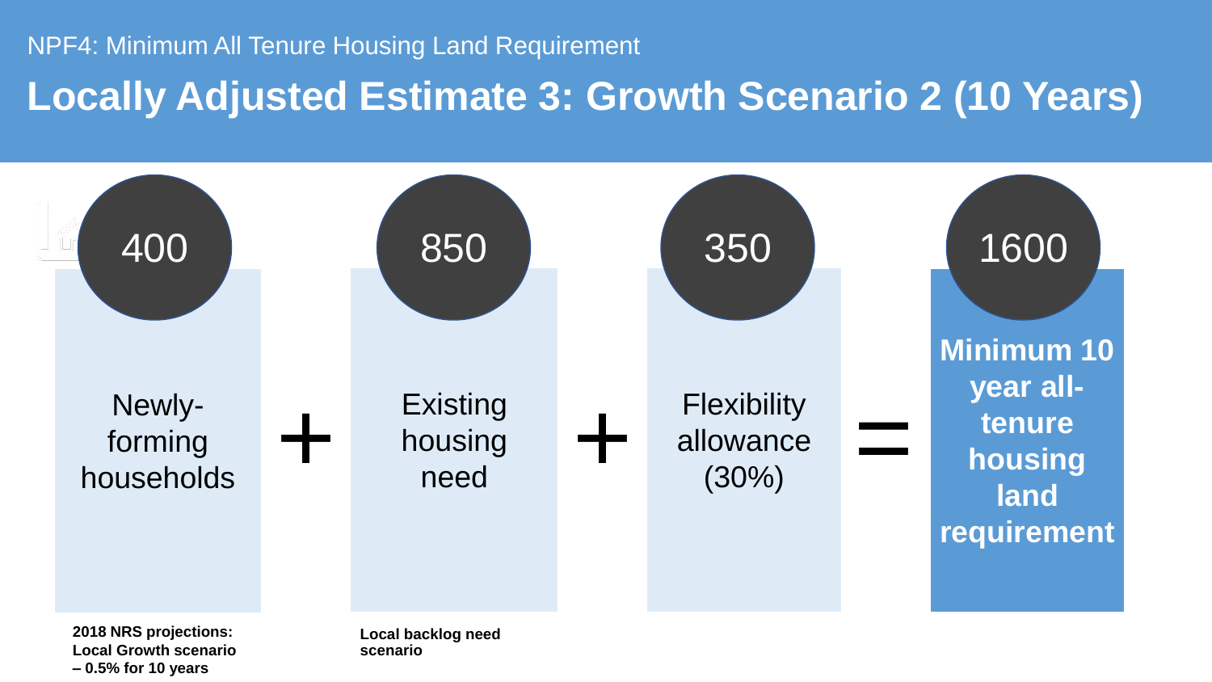NPF4: Minimum All Tenure Housing Land Requirement

# Locally Adjusted Estimate 3: Growth Scenario 2 (10 Years)

| 400 | + | 850 | + | 350 | = | 1600 |
|---|---|---|---|---|---|---|
| Newly-forming households | | Existing housing need | | Flexibility allowance (30%) | | **Minimum 10 year all-tenure housing land requirement** |
| **2018 NRS projections: Local Growth scenario – 0.5% for 10 years** | | **Local backlog need scenario** | | | | |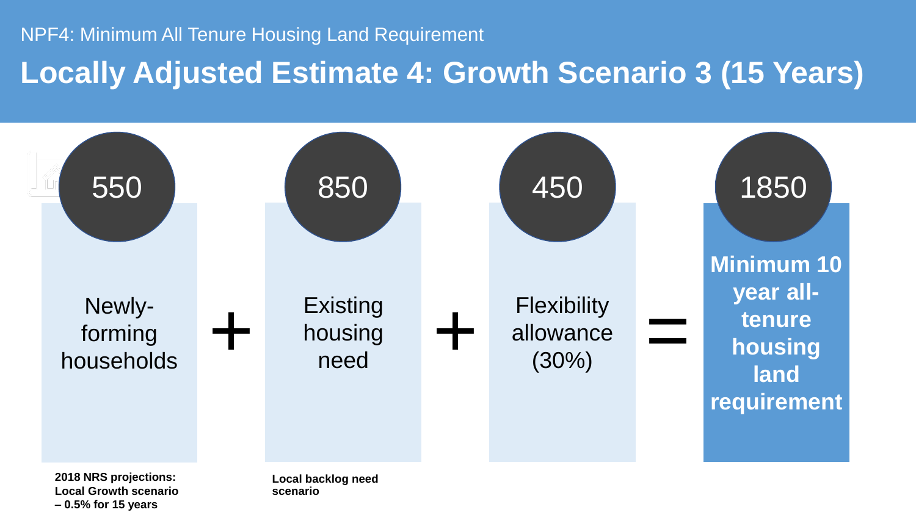NPF4: Minimum All Tenure Housing Land Requirement

# Locally Adjusted Estimate 4: Growth Scenario 3 (15 Years)

| 550 | | 850 | | 450 | | 1850 |
|---|---|---|---|---|---|---|
| Newly-forming households | + | Existing housing need | + | Flexibility allowance (30%) | = | **Minimum 10 year all-tenure housing land requirement** |
| **2018 NRS projections: Local Growth scenario – 0.5% for 15 years** | | **Local backlog need scenario** | | | | |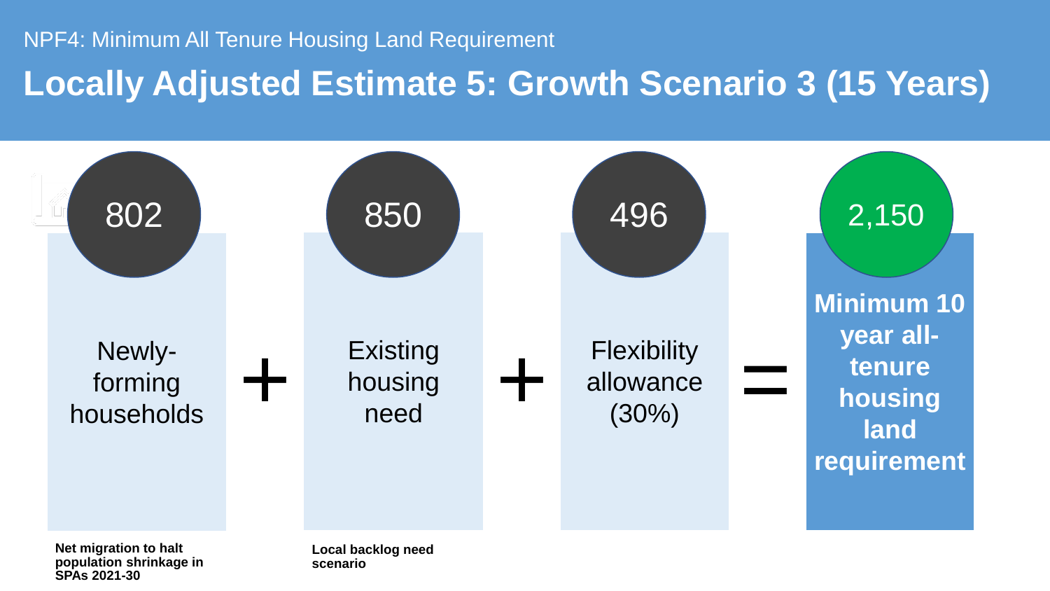NPF4: Minimum All Tenure Housing Land Requirement

# Locally Adjusted Estimate 5: Growth Scenario 3 (15 Years)

| 802 | | 850 | | 496 | | 2,150 |
|---|---|---|---|---|---|---|
| Newly-forming households | + | Existing housing need | + | Flexibility allowance (30%) | = | **Minimum 10 year all-tenure housing land requirement** |
| **Net migration to halt population shrinkage in SPAs 2021-30** | | **Local backlog need scenario** | | | | |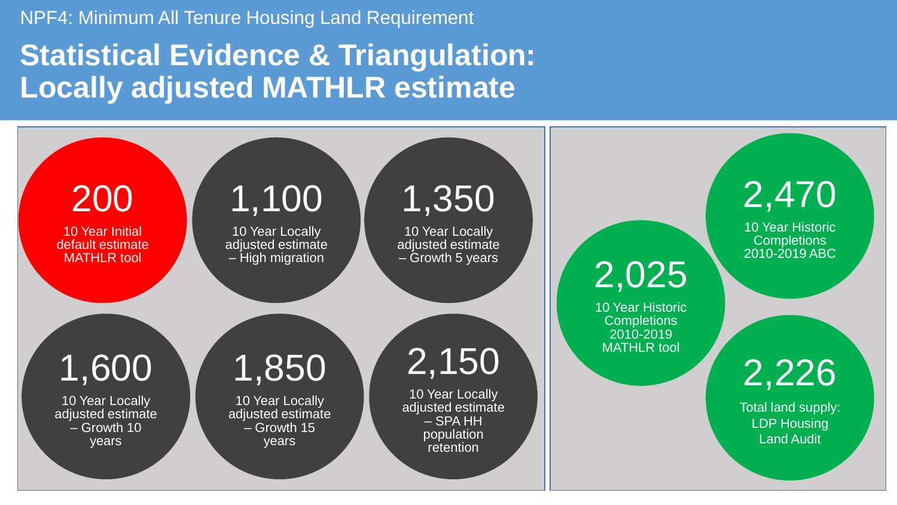NPF4: Minimum All Tenure Housing Land Requirement

# Statistical Evidence & Triangulation: Locally adjusted MATHLR estimate

**200**
10 Year Initial default estimate MATHLR tool

**1,100**
10 Year Locally adjusted estimate – High migration

**1,350**
10 Year Locally adjusted estimate – Growth 5 years

**1,600**
10 Year Locally adjusted estimate – Growth 10 years

**1,850**
10 Year Locally adjusted estimate – Growth 15 years

**2,150**
10 Year Locally adjusted estimate – SPA HH population retention

**2,025**
10 Year Historic Completions 2010-2019 MATHLR tool

**2,470**
10 Year Historic Completions 2010-2019 ABC

**2,226**
Total land supply: LDP Housing Land Audit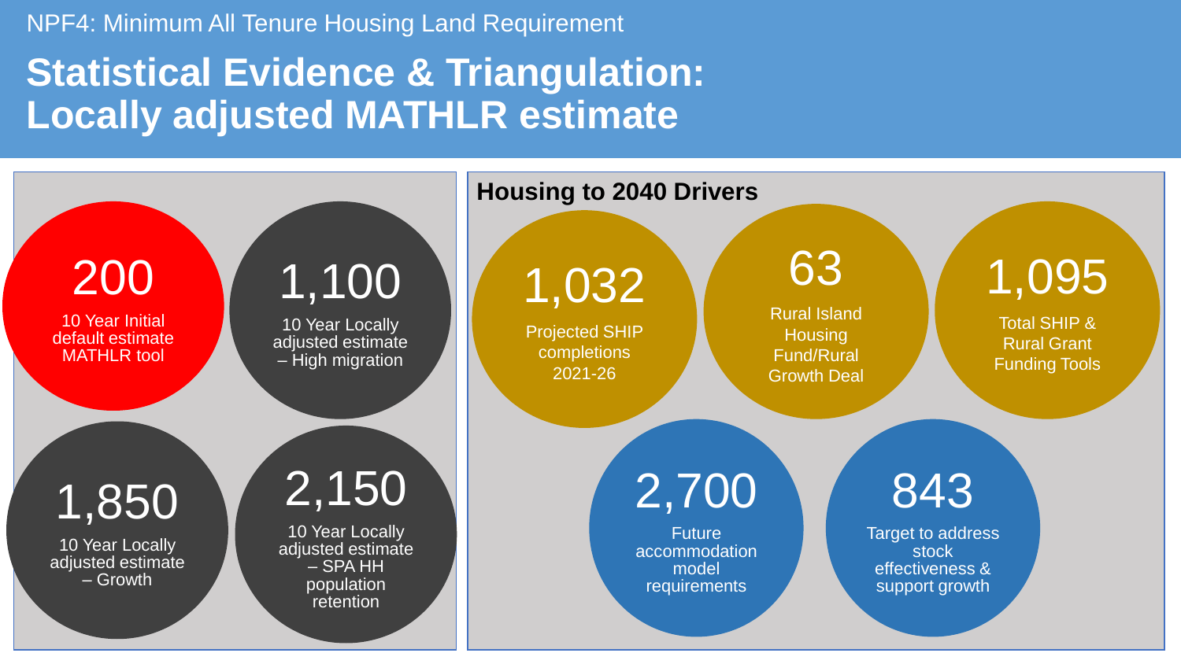NPF4: Minimum All Tenure Housing Land Requirement

# Statistical Evidence & Triangulation: Locally adjusted MATHLR estimate

**200**
10 Year Initial default estimate MATHLR tool

**1,100**
10 Year Locally adjusted estimate – High migration

**1,850**
10 Year Locally adjusted estimate – Growth

**2,150**
10 Year Locally adjusted estimate – SPA HH population retention

## Housing to 2040 Drivers

**1,032**
Projected SHIP completions 2021-26

**63**
Rural Island Housing Fund/Rural Growth Deal

**1,095**
Total SHIP & Rural Grant Funding Tools

**2,700**
Future accommodation model requirements

**843**
Target to address stock effectiveness & support growth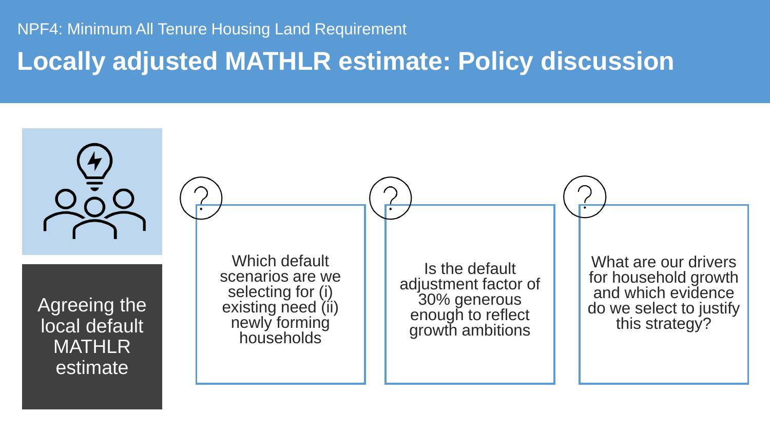NPF4: Minimum All Tenure Housing Land Requirement

# Locally adjusted MATHLR estimate: Policy discussion

Agreeing the local default MATHLR estimate

- Which default scenarios are we selecting for (i) existing need (ii) newly forming households
- Is the default adjustment factor of 30% generous enough to reflect growth ambitions
- What are our drivers for household growth and which evidence do we select to justify this strategy?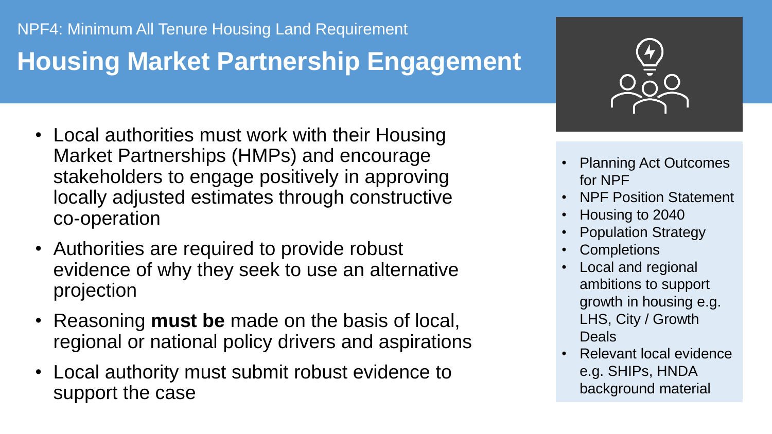NPF4: Minimum All Tenure Housing Land Requirement

# Housing Market Partnership Engagement

- Local authorities must work with their Housing Market Partnerships (HMPs) and encourage stakeholders to engage positively in approving locally adjusted estimates through constructive co-operation
- Authorities are required to provide robust evidence of why they seek to use an alternative projection
- Reasoning **must be** made on the basis of local, regional or national policy drivers and aspirations
- Local authority must submit robust evidence to support the case

- Planning Act Outcomes for NPF
- NPF Position Statement
- Housing to 2040
- Population Strategy
- Completions
- Local and regional ambitions to support growth in housing e.g. LHS, City / Growth Deals
- Relevant local evidence e.g. SHIPs, HNDA background material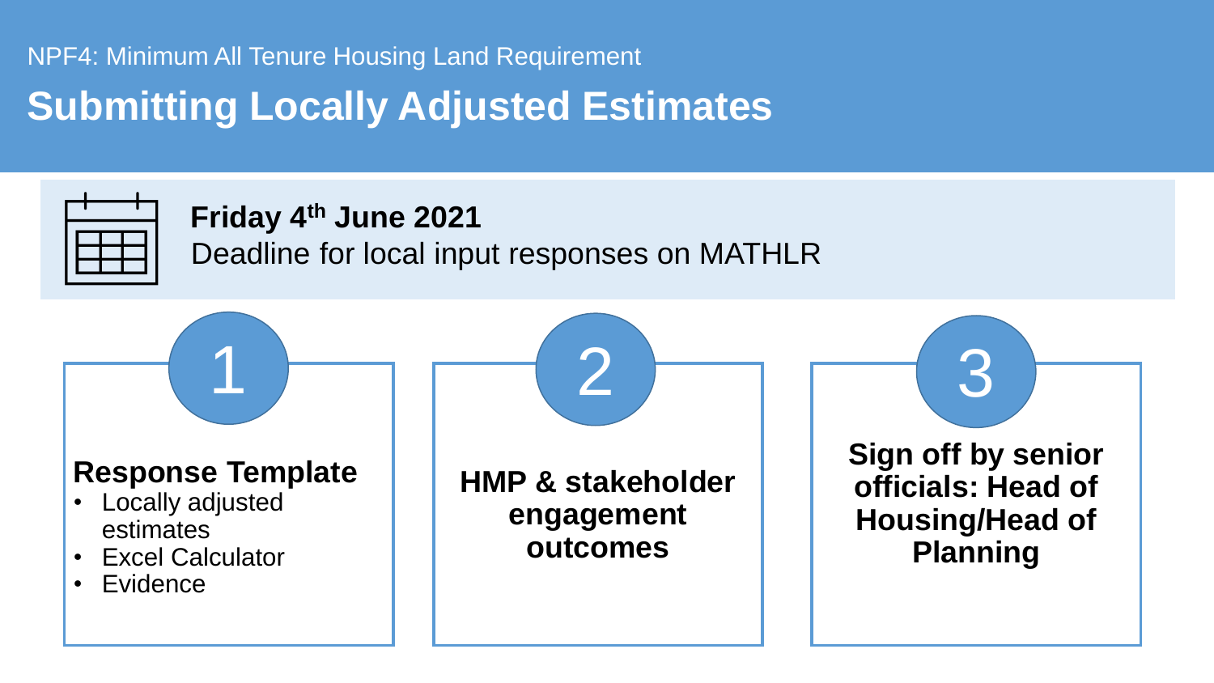NPF4: Minimum All Tenure Housing Land Requirement

# Submitting Locally Adjusted Estimates

**Friday 4th June 2021**
Deadline for local input responses on MATHLR

## 1

**Response Template**

- Locally adjusted estimates
- Excel Calculator
- Evidence

## 2

**HMP & stakeholder engagement outcomes**

## 3

**Sign off by senior officials: Head of Housing/Head of Planning**